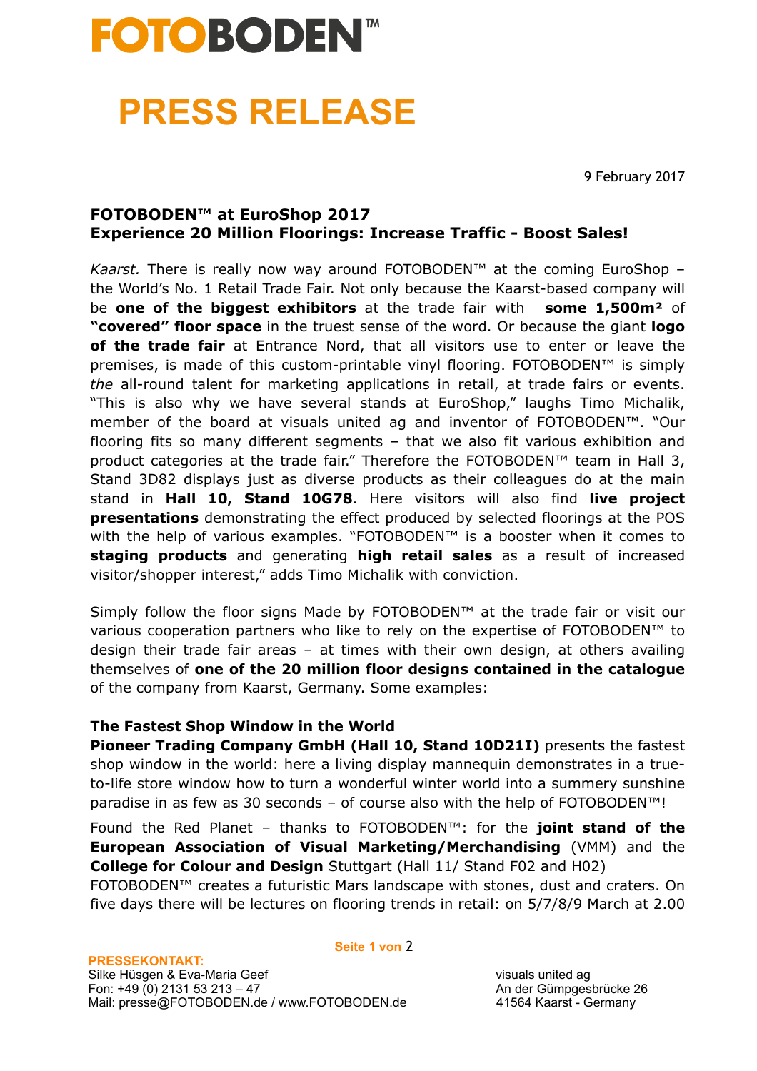# FOTOBODEN™

# PRESS RELEASE

9 February 2017

**FOTOBODEN™ at EuroShop 2017**
**Experience 20 Million Floorings: Increase Traffic - Boost Sales!**

*Kaarst.* There is really now way around FOTOBODEN™ at the coming EuroShop – the World's No. 1 Retail Trade Fair. Not only because the Kaarst-based company will be **one of the biggest exhibitors** at the trade fair with **some 1,500m² of "covered" floor space** in the truest sense of the word. Or because the giant **logo of the trade fair** at Entrance Nord, that all visitors use to enter or leave the premises, is made of this custom-printable vinyl flooring. FOTOBODEN™ is simply *the* all-round talent for marketing applications in retail, at trade fairs or events. "This is also why we have several stands at EuroShop," laughs Timo Michalik, member of the board at visuals united ag and inventor of FOTOBODEN™. "Our flooring fits so many different segments – that we also fit various exhibition and product categories at the trade fair." Therefore the FOTOBODEN™ team in Hall 3, Stand 3D82 displays just as diverse products as their colleagues do at the main stand in **Hall 10, Stand 10G78**. Here visitors will also find **live project presentations** demonstrating the effect produced by selected floorings at the POS with the help of various examples. "FOTOBODEN™ is a booster when it comes to **staging products** and generating **high retail sales** as a result of increased visitor/shopper interest," adds Timo Michalik with conviction.

Simply follow the floor signs Made by FOTOBODEN™ at the trade fair or visit our various cooperation partners who like to rely on the expertise of FOTOBODEN™ to design their trade fair areas – at times with their own design, at others availing themselves of **one of the 20 million floor designs contained in the catalogue** of the company from Kaarst, Germany. Some examples:

**The Fastest Shop Window in the World**
**Pioneer Trading Company GmbH (Hall 10, Stand 10D21I)** presents the fastest shop window in the world: here a living display mannequin demonstrates in a true-to-life store window how to turn a wonderful winter world into a summery sunshine paradise in as few as 30 seconds – of course also with the help of FOTOBODEN™!

Found the Red Planet – thanks to FOTOBODEN™: for the **joint stand of the European Association of Visual Marketing/Merchandising** (VMM) and the **College for Colour and Design** Stuttgart (Hall 11/ Stand F02 and H02)
FOTOBODEN™ creates a futuristic Mars landscape with stones, dust and craters. On five days there will be lectures on flooring trends in retail: on 5/7/8/9 March at 2.00

**PRESSEKONTAKT:**
Silke Hüsgen & Eva-Maria Geef
Fon: +49 (0) 2131 53 213 – 47
Mail: presse@FOTOBODEN.de / www.FOTOBODEN.de

visuals united ag
An der Gümpgesbrücke 26
41564 Kaarst - Germany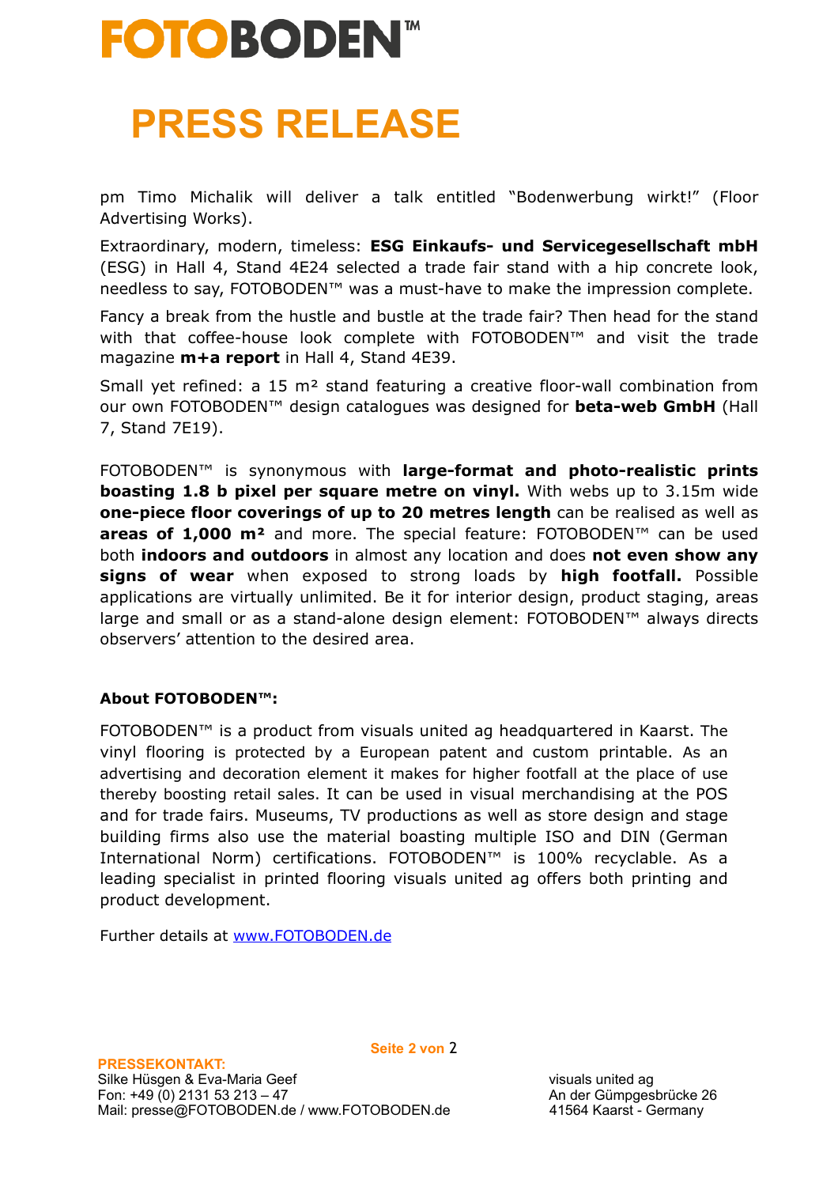pm Timo Michalik will deliver a talk entitled "Bodenwerbung wirkt!" (Floor Advertising Works).

Extraordinary, modern, timeless: **ESG Einkaufs- und Servicegesellschaft mbH** (ESG) in Hall 4, Stand 4E24 selected a trade fair stand with a hip concrete look, needless to say, FOTOBODEN™ was a must-have to make the impression complete.

Fancy a break from the hustle and bustle at the trade fair? Then head for the stand with that coffee-house look complete with FOTOBODEN™ and visit the trade magazine **m+a report** in Hall 4, Stand 4E39.

Small yet refined: a 15 m² stand featuring a creative floor-wall combination from our own FOTOBODEN™ design catalogues was designed for **beta-web GmbH** (Hall 7, Stand 7E19).

FOTOBODEN™ is synonymous with **large-format and photo-realistic prints boasting 1.8 b pixel per square metre on vinyl.** With webs up to 3.15m wide **one-piece floor coverings of up to 20 metres length** can be realised as well as **areas of 1,000 m²** and more. The special feature: FOTOBODEN™ can be used both **indoors and outdoors** in almost any location and does **not even show any signs of wear** when exposed to strong loads by **high footfall.** Possible applications are virtually unlimited. Be it for interior design, product staging, areas large and small or as a stand-alone design element: FOTOBODEN™ always directs observers' attention to the desired area.

**About FOTOBODEN™:**

FOTOBODEN™ is a product from visuals united ag headquartered in Kaarst. The vinyl flooring is protected by a European patent and custom printable. As an advertising and decoration element it makes for higher footfall at the place of use thereby boosting retail sales. It can be used in visual merchandising at the POS and for trade fairs. Museums, TV productions as well as store design and stage building firms also use the material boasting multiple ISO and DIN (German International Norm) certifications. FOTOBODEN™ is 100% recyclable. As a leading specialist in printed flooring visuals united ag offers both printing and product development.

Further details at www.FOTOBODEN.de

**PRESSEKONTAKT:**
Silke Hüsgen & Eva-Maria Geef
Fon: +49 (0) 2131 53 213 – 47
Mail: presse@FOTOBODEN.de / www.FOTOBODEN.de

visuals united ag
An der Gümpgesbrücke 26
41564 Kaarst - Germany